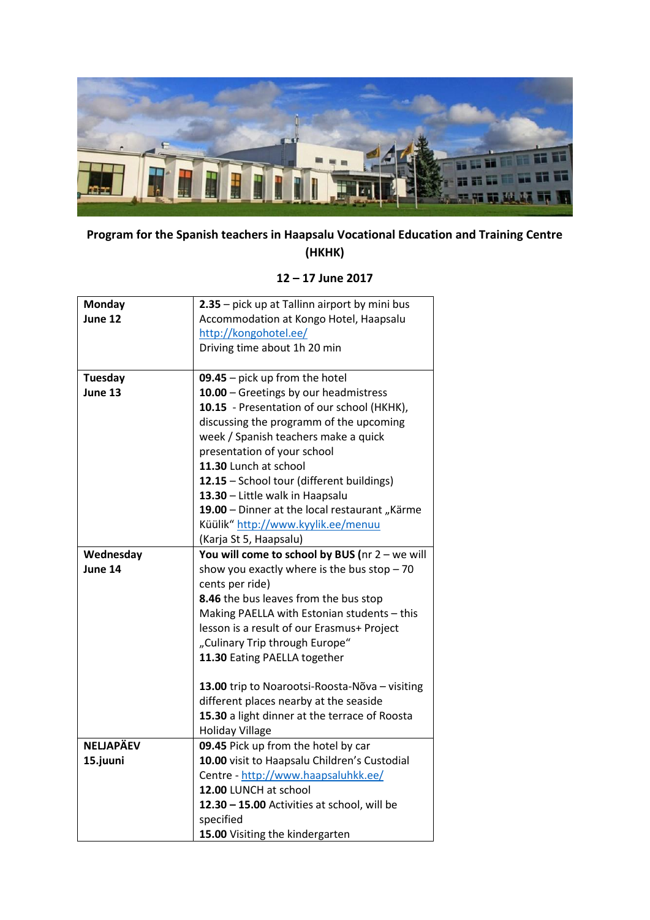**Program for the Spanish teachers in Haapsalu Vocational Education and Training Centre (HKHK)**

**12 – 17 June 2017**

| | |
|---|---|
| **Monday**<br>**June 12** | **2.35** – pick up at Tallinn airport by mini bus<br>Accommodation at Kongo Hotel, Haapsalu<br>http://kongohotel.ee/<br>Driving time about 1h 20 min |
| **Tuesday**<br>**June 13** | **09.45** – pick up from the hotel<br>**10.00** – Greetings by our headmistress<br>**10.15** - Presentation of our school (HKHK), discussing the programm of the upcoming week / Spanish teachers make a quick presentation of your school<br>**11.30** Lunch at school<br>**12.15** – School tour (different buildings)<br>**13.30** – Little walk in Haapsalu<br>**19.00** – Dinner at the local restaurant „Kärme Küülik" http://www.kyylik.ee/menuu<br>(Karja St 5, Haapsalu) |
| **Wednesday**<br>**June 14** | **You will come to school by BUS (**nr 2 – we will show you exactly where is the bus stop – 70 cents per ride)<br>**8.46** the bus leaves from the bus stop<br>Making PAELLA with Estonian students – this lesson is a result of our Erasmus+ Project „Culinary Trip through Europe"<br>**11.30** Eating PAELLA together<br><br>**13.00** trip to Noarootsi-Roosta-Nõva – visiting different places nearby at the seaside<br>**15.30** a light dinner at the terrace of Roosta Holiday Village |
| **NELJAPÄEV**<br>**15.juuni** | **09.45** Pick up from the hotel by car<br>**10.00** visit to Haapsalu Children's Custodial Centre - http://www.haapsaluhkk.ee/<br>**12.00** LUNCH at school<br>**12.30 – 15.00** Activities at school, will be specified<br>**15.00** Visiting the kindergarten |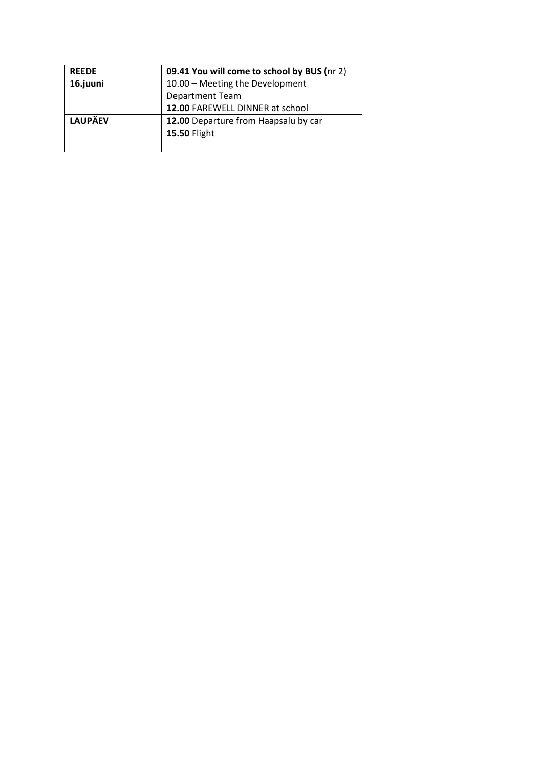| | |
|---|---|
| **REEDE**<br>**16.juuni** | **09.41 You will come to school by BUS (**nr 2)<br>10.00 – Meeting the Development Department Team<br>**12.00** FAREWELL DINNER at school |
| **LAUPÄEV** | **12.00** Departure from Haapsalu by car<br>**15.50** Flight |